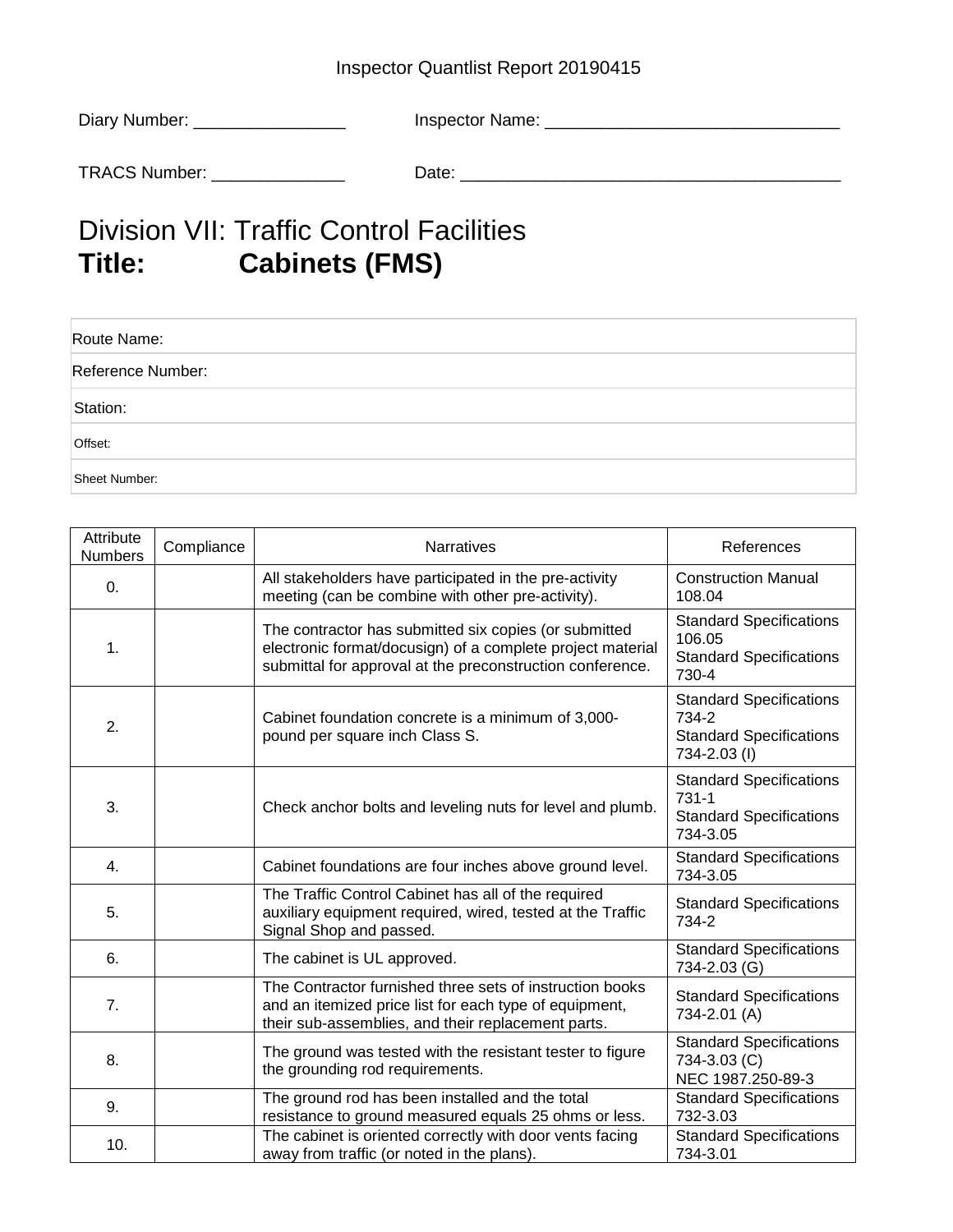Inspector Quantlist Report 20190415

Diary Number: ________________ Inspector Name: _______________________________

TRACS Number: ______________ Date: ________________________________________

# Division VII: Traffic Control Facilities
# Title: Cabinets (FMS)

| Route Name: |
|---|
| Reference Number: |
| Station: |
| Offset: |
| Sheet Number: |

| Attribute Numbers | Compliance | Narratives | References |
|---|---|---|---|
| 0. | | All stakeholders have participated in the pre-activity meeting (can be combine with other pre-activity). | Construction Manual 108.04 |
| 1. | | The contractor has submitted six copies (or submitted electronic format/docusign) of a complete project material submittal for approval at the preconstruction conference. | Standard Specifications 106.05<br>Standard Specifications 730-4 |
| 2. | | Cabinet foundation concrete is a minimum of 3,000-pound per square inch Class S. | Standard Specifications 734-2<br>Standard Specifications 734-2.03 (I) |
| 3. | | Check anchor bolts and leveling nuts for level and plumb. | Standard Specifications 731-1<br>Standard Specifications 734-3.05 |
| 4. | | Cabinet foundations are four inches above ground level. | Standard Specifications 734-3.05 |
| 5. | | The Traffic Control Cabinet has all of the required auxiliary equipment required, wired, tested at the Traffic Signal Shop and passed. | Standard Specifications 734-2 |
| 6. | | The cabinet is UL approved. | Standard Specifications 734-2.03 (G) |
| 7. | | The Contractor furnished three sets of instruction books and an itemized price list for each type of equipment, their sub-assemblies, and their replacement parts. | Standard Specifications 734-2.01 (A) |
| 8. | | The ground was tested with the resistant tester to figure the grounding rod requirements. | Standard Specifications 734-3.03 (C)<br>NEC 1987.250-89-3 |
| 9. | | The ground rod has been installed and the total resistance to ground measured equals 25 ohms or less. | Standard Specifications 732-3.03 |
| 10. | | The cabinet is oriented correctly with door vents facing away from traffic (or noted in the plans). | Standard Specifications 734-3.01 |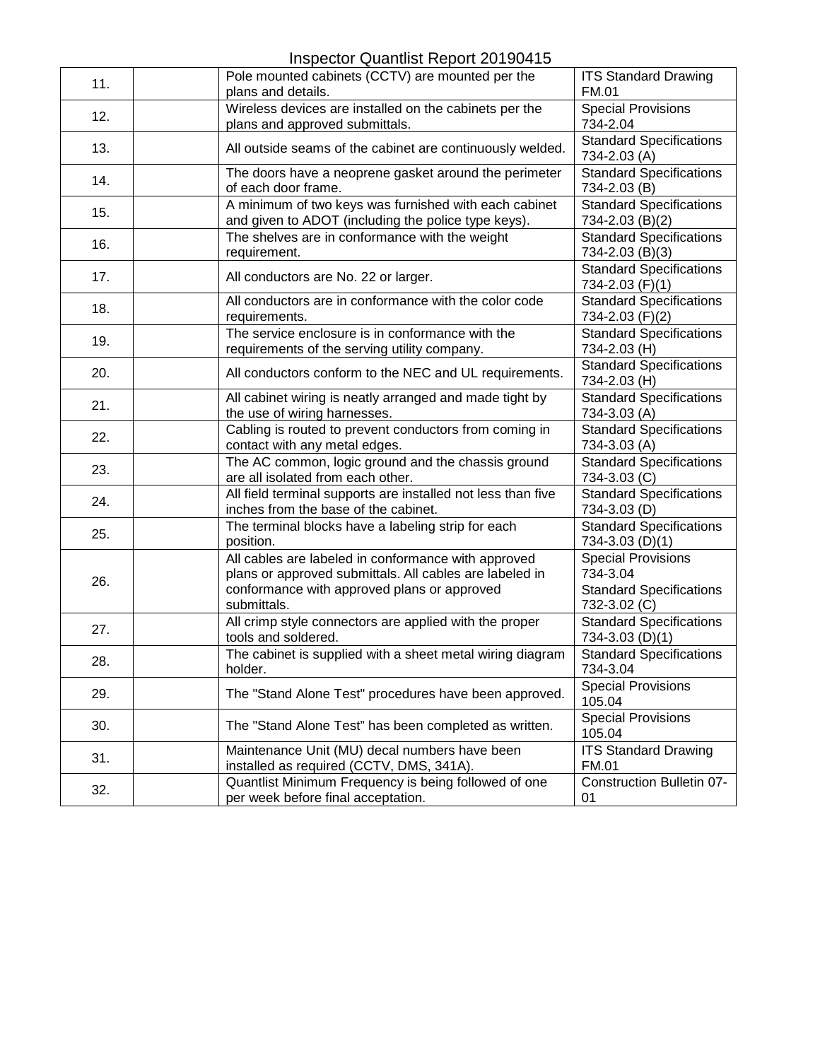# Inspector Quantlist Report 20190415

| | | | |
|---|---|---|---|
| 11. | | Pole mounted cabinets (CCTV) are mounted per the plans and details. | ITS Standard Drawing FM.01 |
| 12. | | Wireless devices are installed on the cabinets per the plans and approved submittals. | Special Provisions 734-2.04 |
| 13. | | All outside seams of the cabinet are continuously welded. | Standard Specifications 734-2.03 (A) |
| 14. | | The doors have a neoprene gasket around the perimeter of each door frame. | Standard Specifications 734-2.03 (B) |
| 15. | | A minimum of two keys was furnished with each cabinet and given to ADOT (including the police type keys). | Standard Specifications 734-2.03 (B)(2) |
| 16. | | The shelves are in conformance with the weight requirement. | Standard Specifications 734-2.03 (B)(3) |
| 17. | | All conductors are No. 22 or larger. | Standard Specifications 734-2.03 (F)(1) |
| 18. | | All conductors are in conformance with the color code requirements. | Standard Specifications 734-2.03 (F)(2) |
| 19. | | The service enclosure is in conformance with the requirements of the serving utility company. | Standard Specifications 734-2.03 (H) |
| 20. | | All conductors conform to the NEC and UL requirements. | Standard Specifications 734-2.03 (H) |
| 21. | | All cabinet wiring is neatly arranged and made tight by the use of wiring harnesses. | Standard Specifications 734-3.03 (A) |
| 22. | | Cabling is routed to prevent conductors from coming in contact with any metal edges. | Standard Specifications 734-3.03 (A) |
| 23. | | The AC common, logic ground and the chassis ground are all isolated from each other. | Standard Specifications 734-3.03 (C) |
| 24. | | All field terminal supports are installed not less than five inches from the base of the cabinet. | Standard Specifications 734-3.03 (D) |
| 25. | | The terminal blocks have a labeling strip for each position. | Standard Specifications 734-3.03 (D)(1) |
| 26. | | All cables are labeled in conformance with approved plans or approved submittals. All cables are labeled in conformance with approved plans or approved submittals. | Special Provisions 734-3.04<br>Standard Specifications 732-3.02 (C) |
| 27. | | All crimp style connectors are applied with the proper tools and soldered. | Standard Specifications 734-3.03 (D)(1) |
| 28. | | The cabinet is supplied with a sheet metal wiring diagram holder. | Standard Specifications 734-3.04 |
| 29. | | The "Stand Alone Test" procedures have been approved. | Special Provisions 105.04 |
| 30. | | The "Stand Alone Test" has been completed as written. | Special Provisions 105.04 |
| 31. | | Maintenance Unit (MU) decal numbers have been installed as required (CCTV, DMS, 341A). | ITS Standard Drawing FM.01 |
| 32. | | Quantlist Minimum Frequency is being followed of one per week before final acceptation. | Construction Bulletin 07-01 |